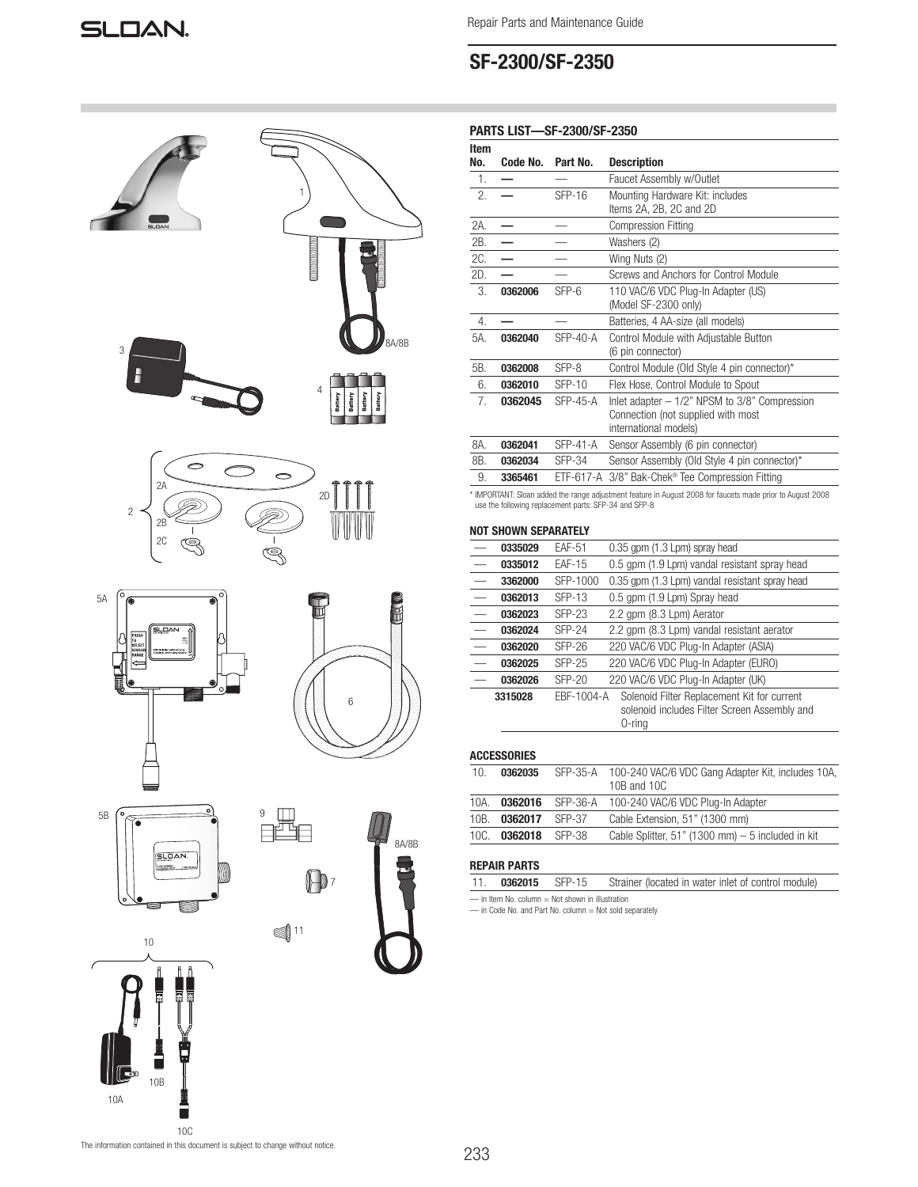Repair Parts and Maintenance Guide

# SF-2300/SF-2350

## PARTS LIST—SF-2300/SF-2350

| Item No. | Code No. | Part No. | Description |
|---|---|---|---|
| 1. | — | — | Faucet Assembly w/Outlet |
| 2. | — | SFP-16 | Mounting Hardware Kit: includes Items 2A, 2B, 2C and 2D |
| 2A. | — | — | Compression Fitting |
| 2B. | — | — | Washers (2) |
| 2C. | — | — | Wing Nuts (2) |
| 2D. | — | — | Screws and Anchors for Control Module |
| 3. | **0362006** | SFP-6 | 110 VAC/6 VDC Plug-In Adapter (US) (Model SF-2300 only) |
| 4. | — | — | Batteries, 4 AA-size (all models) |
| 5A. | **0362040** | SFP-40-A | Control Module with Adjustable Button (6 pin connector) |
| 5B. | **0362008** | SFP-8 | Control Module (Old Style 4 pin connector)* |
| 6. | **0362010** | SFP-10 | Flex Hose, Control Module to Spout |
| 7. | **0362045** | SFP-45-A | Inlet adapter – 1/2" NPSM to 3/8" Compression Connection (not supplied with most international models) |
| 8A. | **0362041** | SFP-41-A | Sensor Assembly (6 pin connector) |
| 8B. | **0362034** | SFP-34 | Sensor Assembly (Old Style 4 pin connector)* |
| 9. | **3365461** | ETF-617-A | 3/8" Bak-Chek® Tee Compression Fitting |

\* IMPORTANT: Sloan added the range adjustment feature in August 2008 for faucets made prior to August 2008 use the following replacement parts: SFP-34 and SFP-8

## NOT SHOWN SEPARATELY

| | Code No. | Part No. | Description |
|---|---|---|---|
| — | **0335029** | EAF-51 | 0.35 gpm (1.3 Lpm) spray head |
| — | **0335012** | EAF-15 | 0.5 gpm (1.9 Lpm) vandal resistant spray head |
| — | **3362000** | SFP-1000 | 0.35 gpm (1.3 Lpm) vandal resistant spray head |
| — | **0362013** | SFP-13 | 0.5 gpm (1.9 Lpm) Spray head |
| — | **0362023** | SFP-23 | 2.2 gpm (8.3 Lpm) Aerator |
| — | **0362024** | SFP-24 | 2.2 gpm (8.3 Lpm) vandal resistant aerator |
| — | **0362020** | SFP-26 | 220 VAC/6 VDC Plug-In Adapter (ASIA) |
| — | **0362025** | SFP-25 | 220 VAC/6 VDC Plug-In Adapter (EURO) |
| — | **0362026** | SFP-20 | 220 VAC/6 VDC Plug-In Adapter (UK) |
| | **3315028** | EBF-1004-A | Solenoid Filter Replacement Kit for current solenoid includes Filter Screen Assembly and O-ring |

## ACCESSORIES

| | Code No. | Part No. | Description |
|---|---|---|---|
| 10. | **0362035** | SFP-35-A | 100-240 VAC/6 VDC Gang Adapter Kit, includes 10A, 10B and 10C |
| 10A. | **0362016** | SFP-36-A | 100-240 VAC/6 VDC Plug-In Adapter |
| 10B. | **0362017** | SFP-37 | Cable Extension, 51" (1300 mm) |
| 10C. | **0362018** | SFP-38 | Cable Splitter, 51" (1300 mm) – 5 included in kit |

## REPAIR PARTS

| | Code No. | Part No. | Description |
|---|---|---|---|
| 11. | **0362015** | SFP-15 | Strainer (located in water inlet of control module) |

— in Item No. column = Not shown in illustration
— in Code No. and Part No. column = Not sold separately

The information contained in this document is subject to change without notice.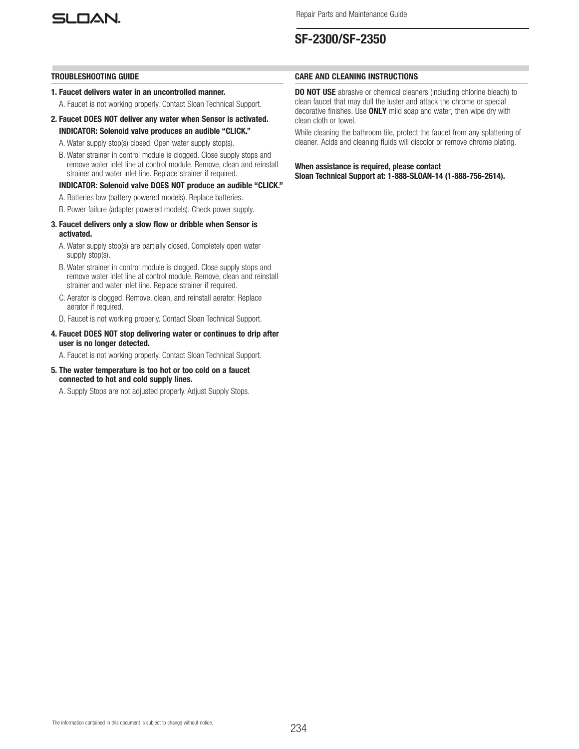## TROUBLESHOOTING GUIDE

**1. Faucet delivers water in an uncontrolled manner.**

A. Faucet is not working properly. Contact Sloan Technical Support.

**2. Faucet DOES NOT deliver any water when Sensor is activated.**

**INDICATOR: Solenoid valve produces an audible "CLICK."**

A. Water supply stop(s) closed. Open water supply stop(s).

B. Water strainer in control module is clogged. Close supply stops and remove water inlet line at control module. Remove, clean and reinstall strainer and water inlet line. Replace strainer if required.

**INDICATOR: Solenoid valve DOES NOT produce an audible "CLICK."**

A. Batteries low (battery powered models). Replace batteries.

B. Power failure (adapter powered models). Check power supply.

**3. Faucet delivers only a slow flow or dribble when Sensor is activated.**

A. Water supply stop(s) are partially closed. Completely open water supply stop(s).

B. Water strainer in control module is clogged. Close supply stops and remove water inlet line at control module. Remove, clean and reinstall strainer and water inlet line. Replace strainer if required.

C. Aerator is clogged. Remove, clean, and reinstall aerator. Replace aerator if required.

D. Faucet is not working properly. Contact Sloan Technical Support.

**4. Faucet DOES NOT stop delivering water or continues to drip after user is no longer detected.**

A. Faucet is not working properly. Contact Sloan Technical Support.

**5. The water temperature is too hot or too cold on a faucet connected to hot and cold supply lines.**

A. Supply Stops are not adjusted properly. Adjust Supply Stops.

## CARE AND CLEANING INSTRUCTIONS

**DO NOT USE** abrasive or chemical cleaners (including chlorine bleach) to clean faucet that may dull the luster and attack the chrome or special decorative finishes. Use **ONLY** mild soap and water, then wipe dry with clean cloth or towel.

While cleaning the bathroom tile, protect the faucet from any splattering of cleaner. Acids and cleaning fluids will discolor or remove chrome plating.

**When assistance is required, please contact**
**Sloan Technical Support at: 1-888-SLOAN-14 (1-888-756-2614).**

The information contained in this document is subject to change without notice.